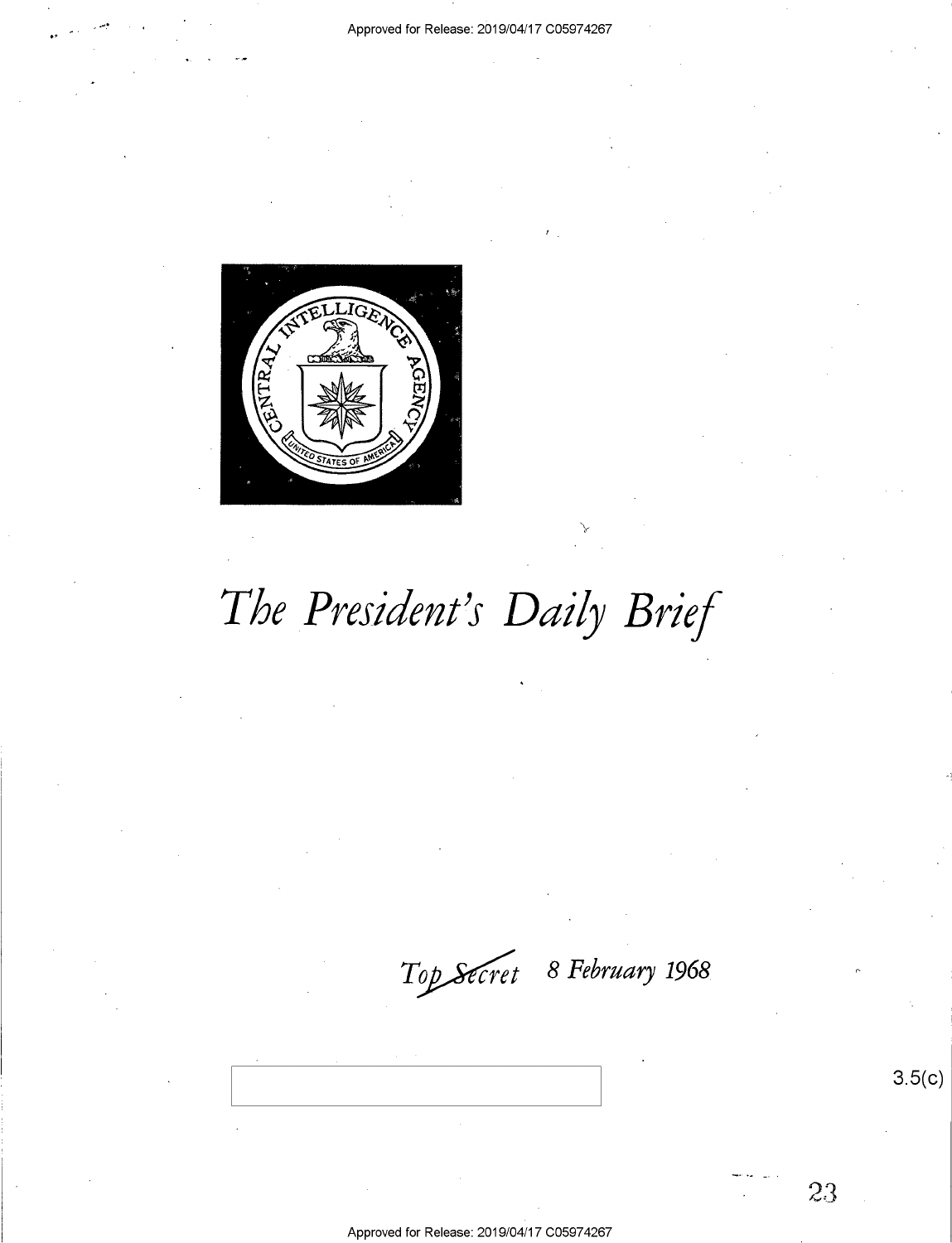# *The President's Daily Brief*

*Top Secret* 8 February 1968

3.5(c)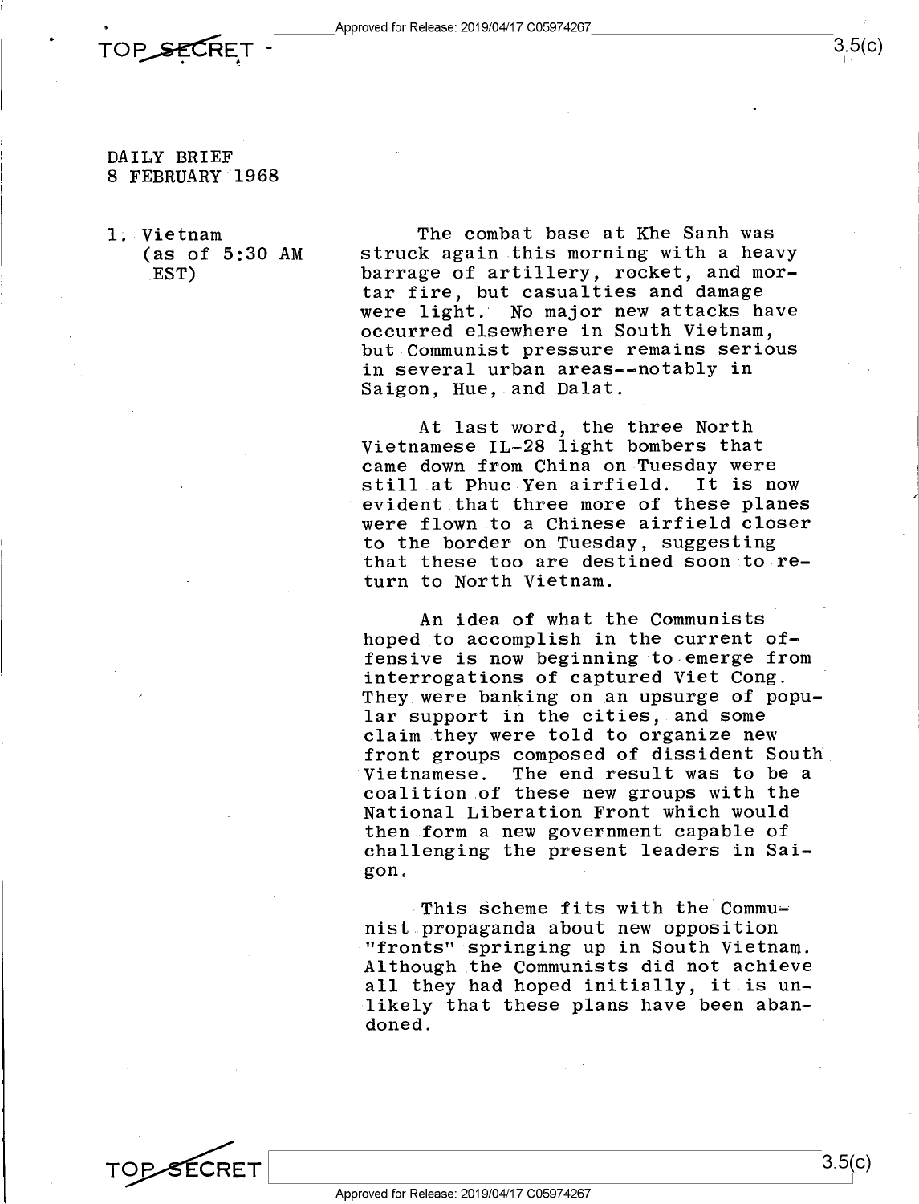DAILY BRIEF
8 FEBRUARY 1968

1. Vietnam (as of 5:30 AM EST)

The combat base at Khe Sanh was struck again this morning with a heavy barrage of artillery, rocket, and mortar fire, but casualties and damage were light. No major new attacks have occurred elsewhere in South Vietnam, but Communist pressure remains serious in several urban areas--notably in Saigon, Hue, and Dalat.

At last word, the three North Vietnamese IL-28 light bombers that came down from China on Tuesday were still at Phuc Yen airfield. It is now evident that three more of these planes were flown to a Chinese airfield closer to the border on Tuesday, suggesting that these too are destined soon to return to North Vietnam.

An idea of what the Communists hoped to accomplish in the current offensive is now beginning to emerge from interrogations of captured Viet Cong. They were banking on an upsurge of popular support in the cities, and some claim they were told to organize new front groups composed of dissident South Vietnamese. The end result was to be a coalition of these new groups with the National Liberation Front which would then form a new government capable of challenging the present leaders in Saigon.

This scheme fits with the Communist propaganda about new opposition "fronts" springing up in South Vietnam. Although the Communists did not achieve all they had hoped initially, it is unlikely that these plans have been abandoned.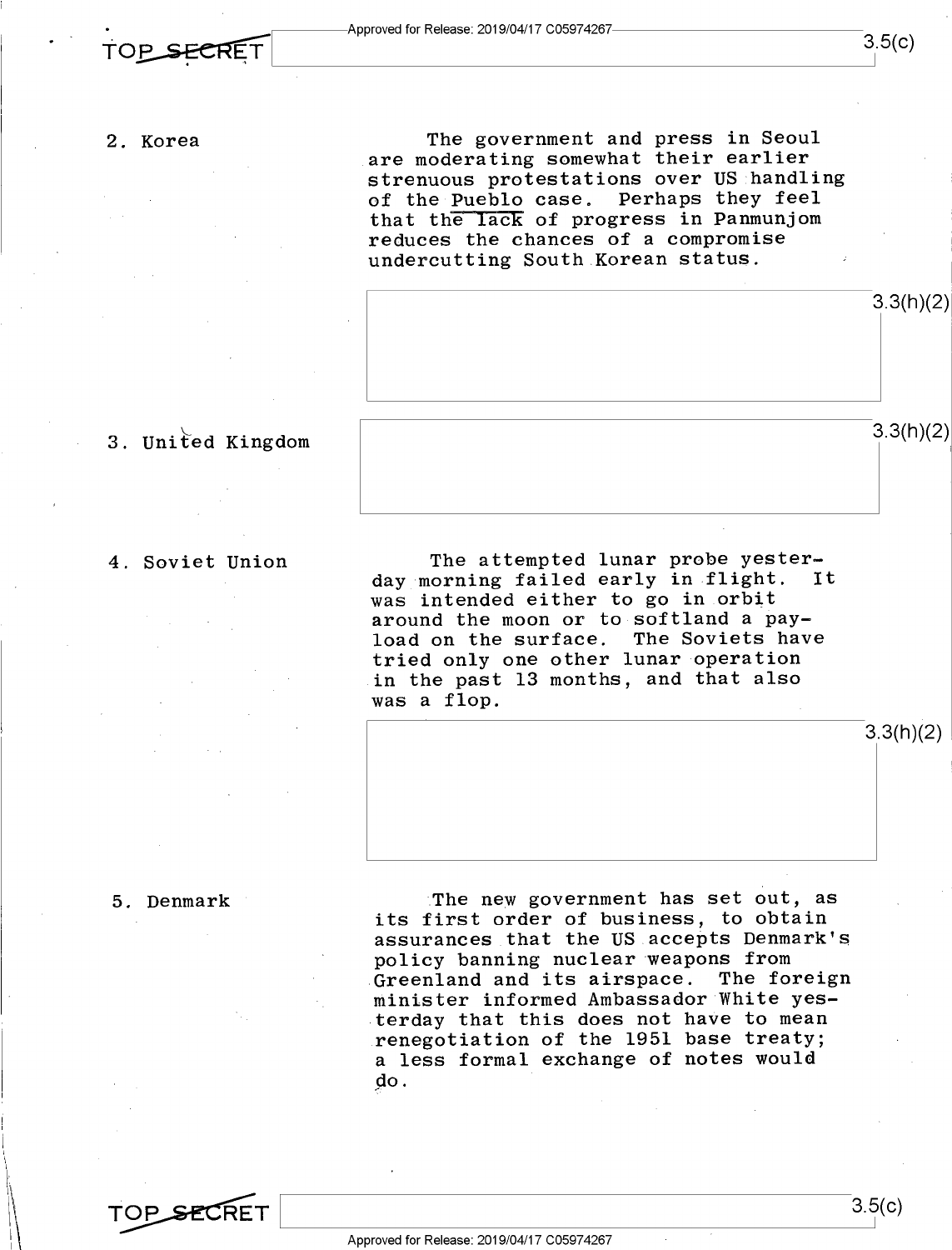2. Korea

The government and press in Seoul are moderating somewhat their earlier strenuous protestations over US handling of the Pueblo case. Perhaps they feel that the lack of progress in Panmunjom reduces the chances of a compromise undercutting South Korean status.

3.3(h)(2)

3. United Kingdom

3.3(h)(2)

4. Soviet Union

The attempted lunar probe yesterday morning failed early in flight. It was intended either to go in orbit around the moon or to softland a payload on the surface. The Soviets have tried only one other lunar operation in the past 13 months, and that also was a flop.

3.3(h)(2)

5. Denmark

The new government has set out, as its first order of business, to obtain assurances that the US accepts Denmark's policy banning nuclear weapons from Greenland and its airspace. The foreign minister informed Ambassador White yesterday that this does not have to mean renegotiation of the 1951 base treaty; a less formal exchange of notes would do.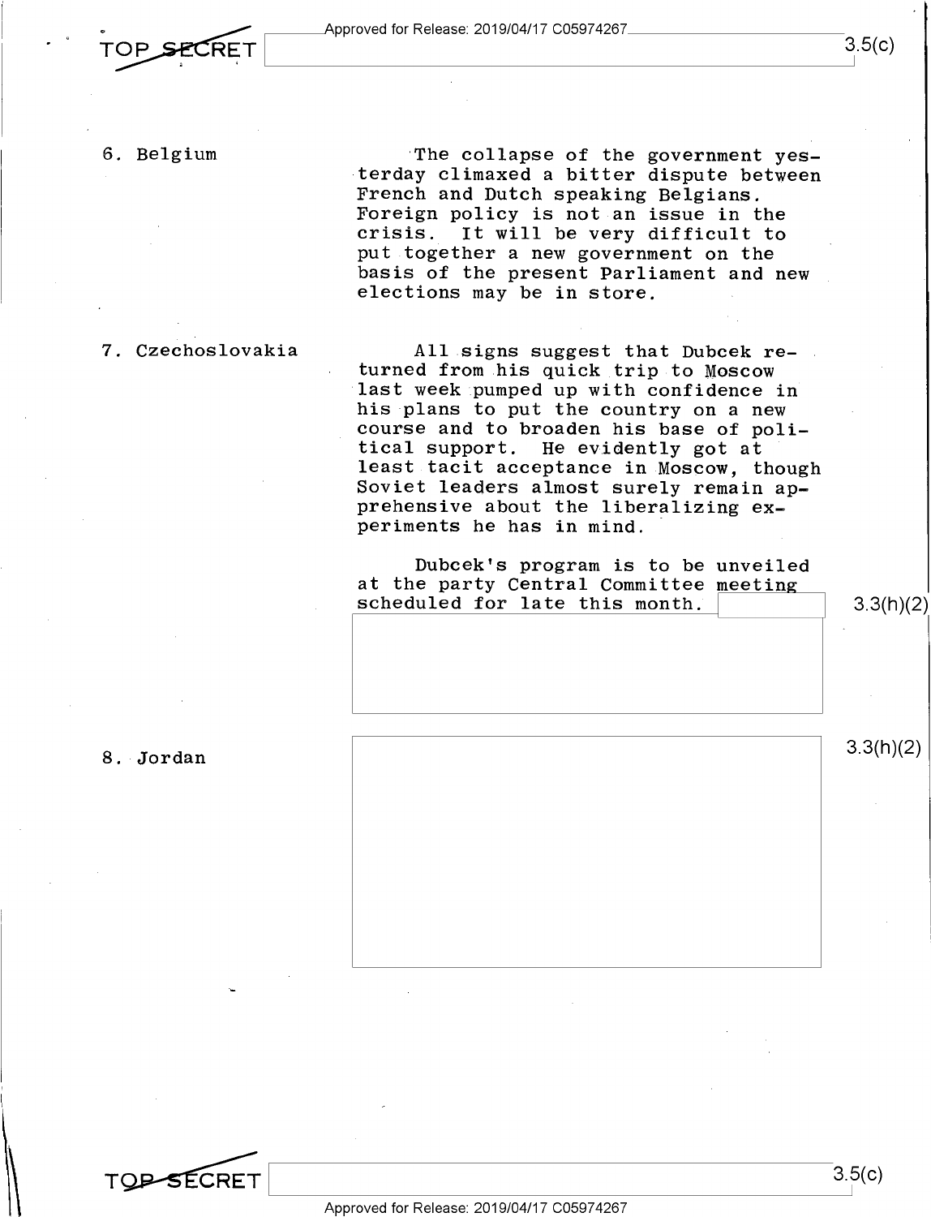6. Belgium

The collapse of the government yesterday climaxed a bitter dispute between French and Dutch speaking Belgians. Foreign policy is not an issue in the crisis. It will be very difficult to put together a new government on the basis of the present Parliament and new elections may be in store.

7. Czechoslovakia

All signs suggest that Dubcek returned from his quick trip to Moscow last week pumped up with confidence in his plans to put the country on a new course and to broaden his base of political support. He evidently got at least tacit acceptance in Moscow, though Soviet leaders almost surely remain apprehensive about the liberalizing experiments he has in mind.

Dubcek's program is to be unveiled at the party Central Committee meeting scheduled for late this month. 3.3(h)(2)

8. Jordan

3.3(h)(2)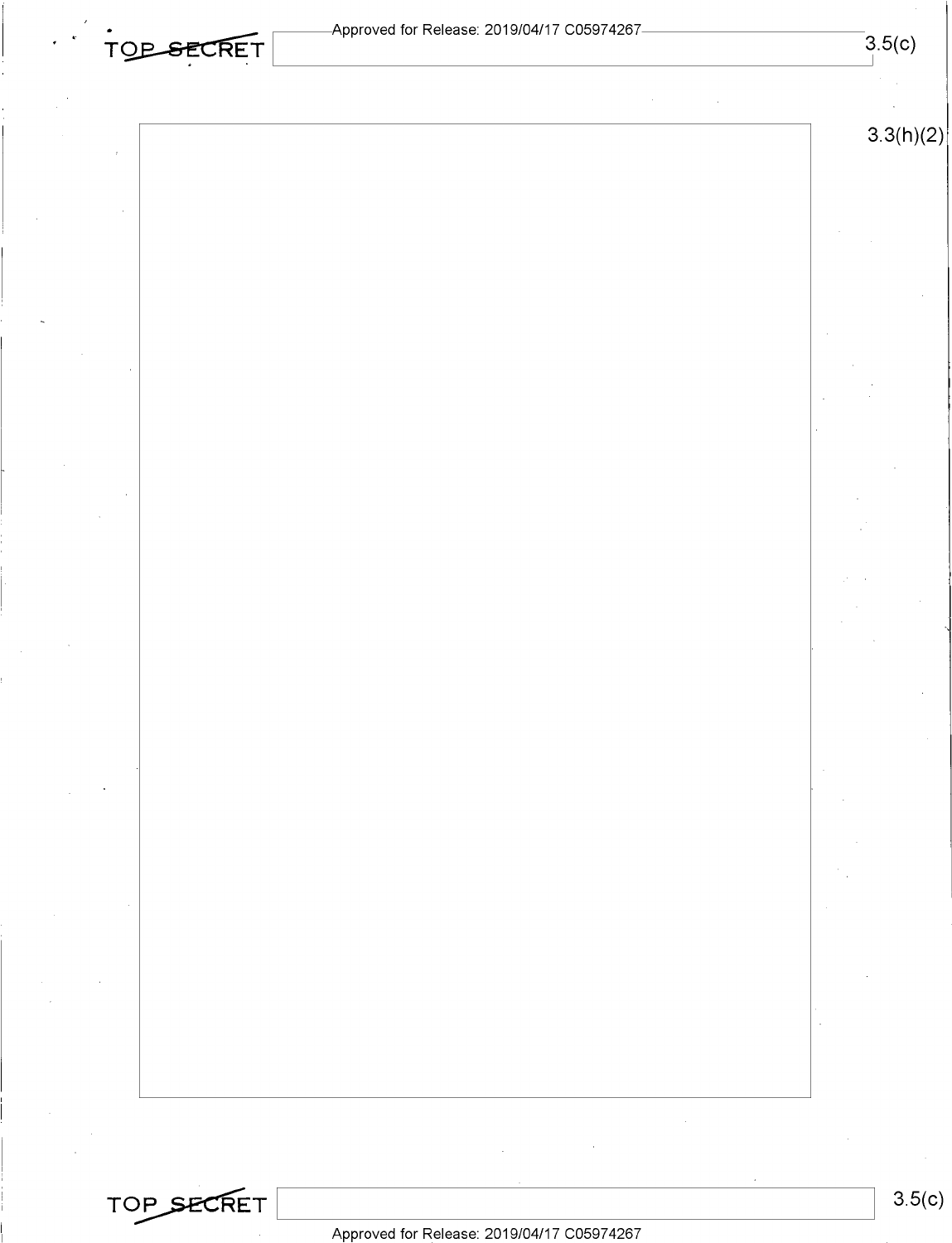3.3(h)(2)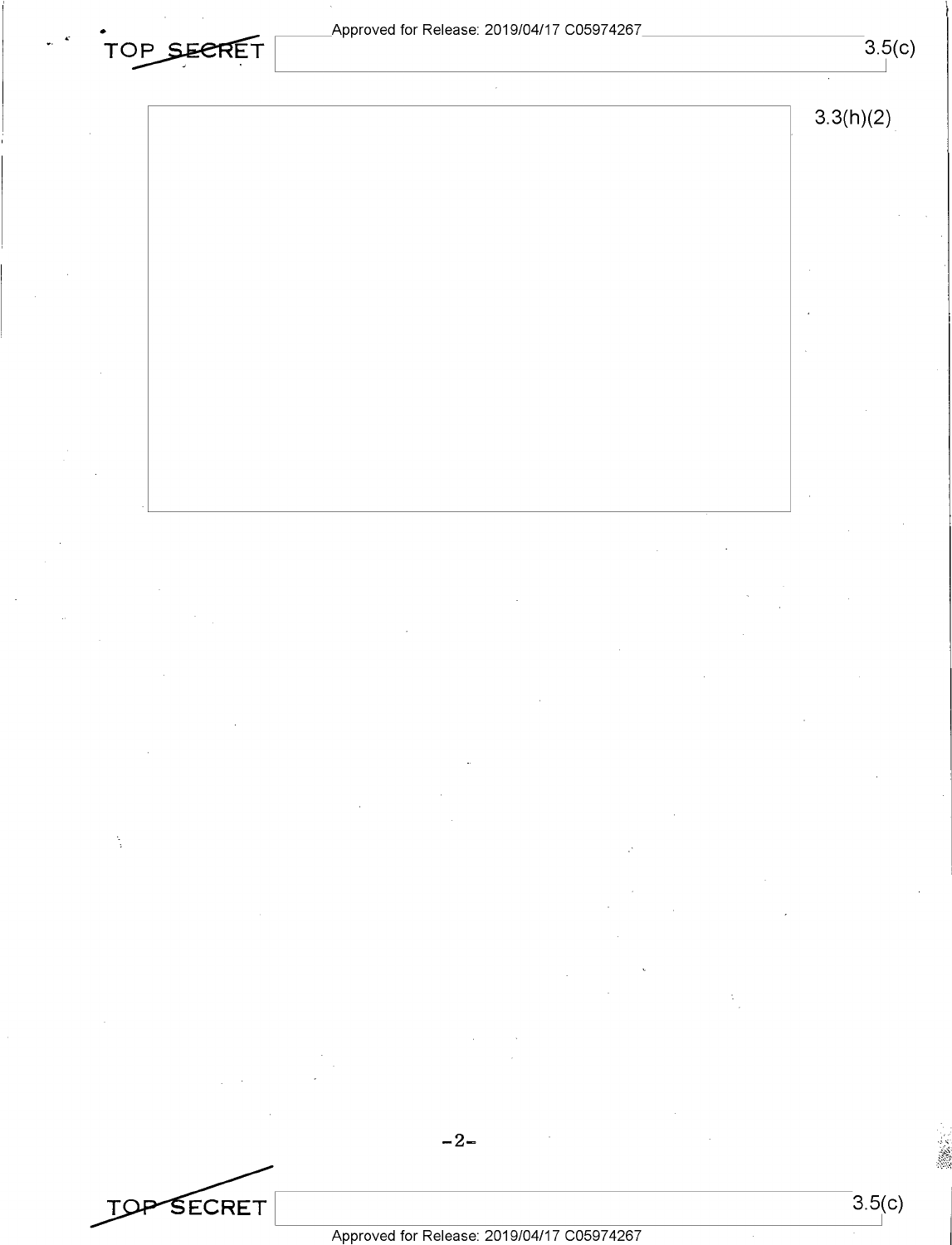3.3(h)(2)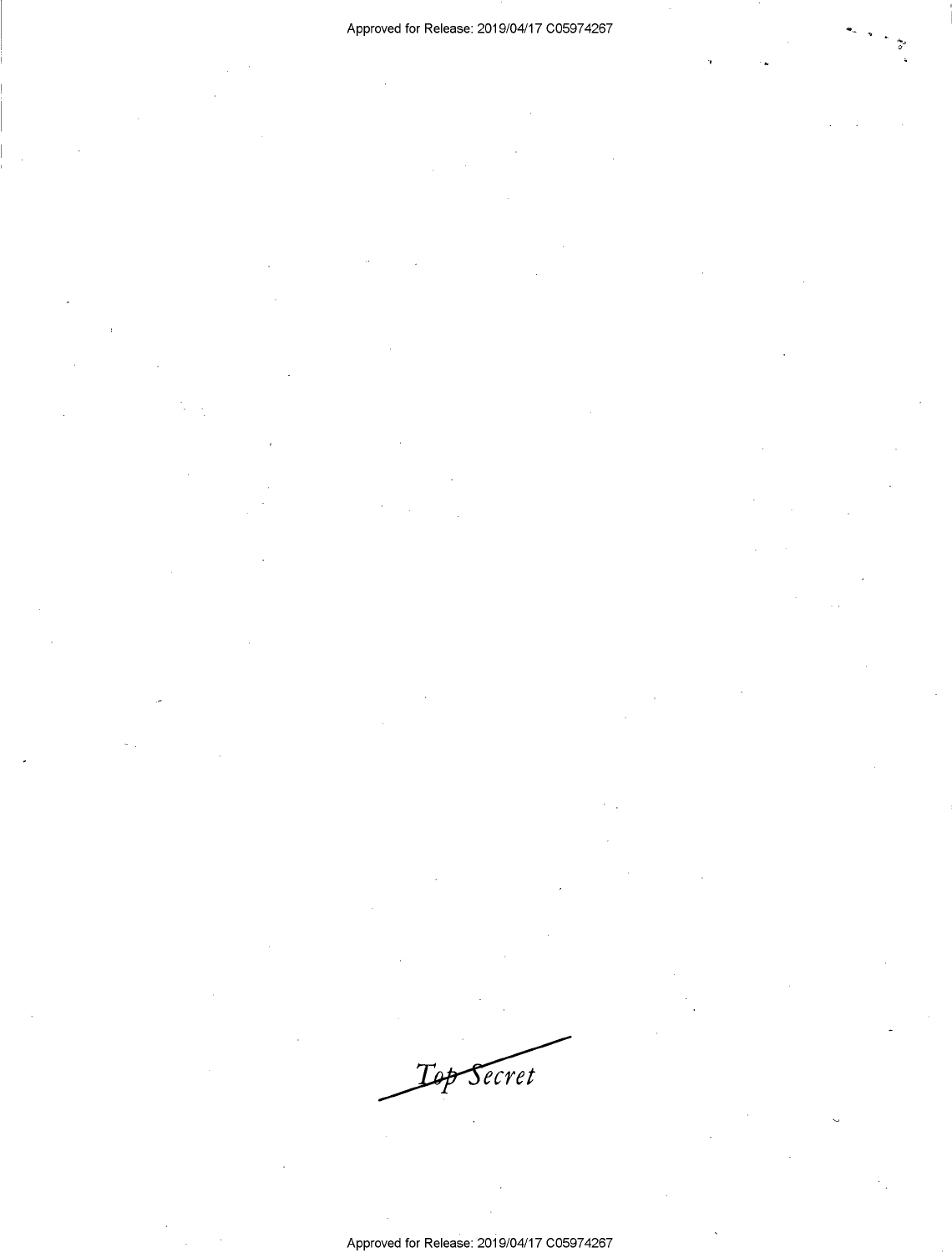Top Secret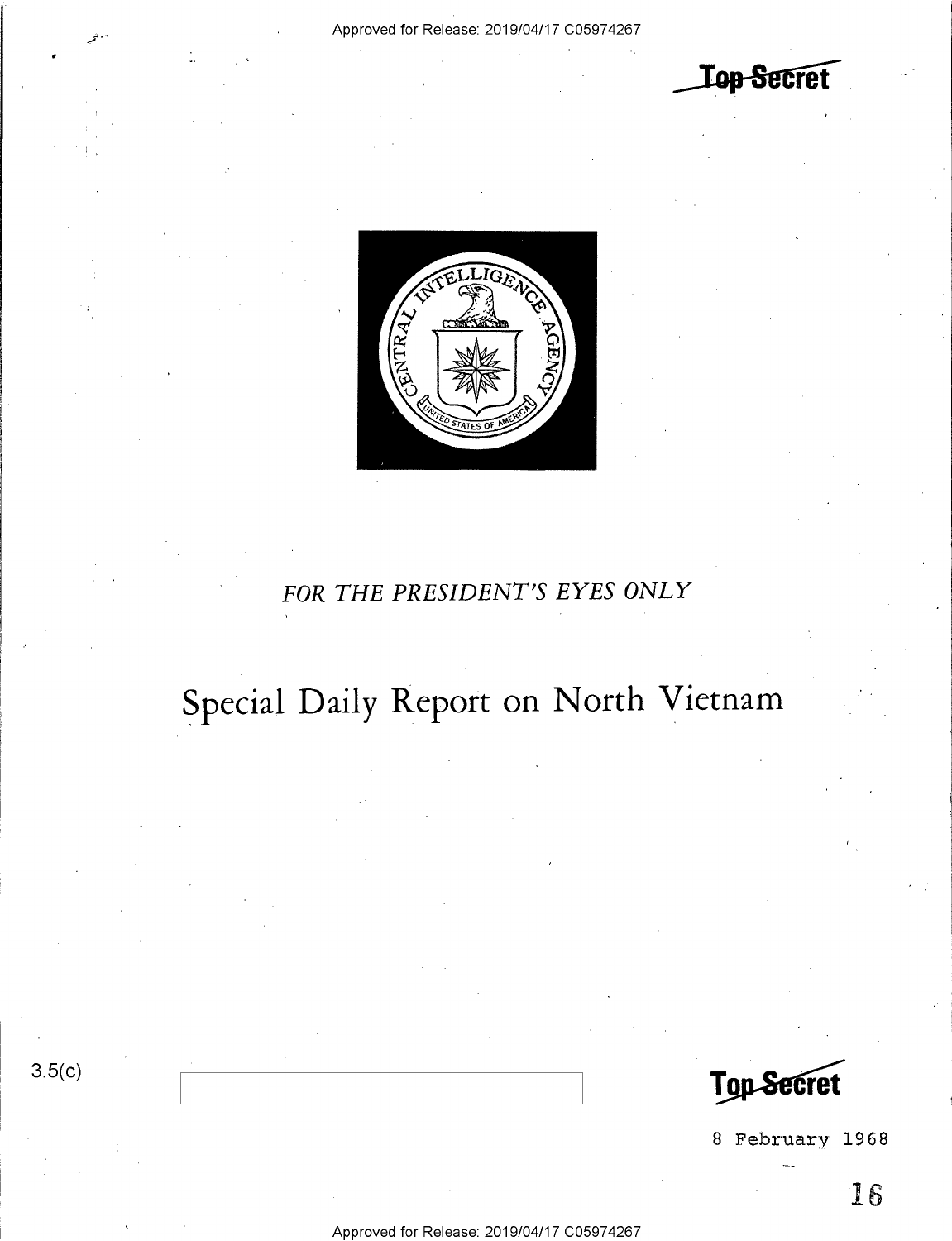Top Secret

FOR THE PRESIDENT'S EYES ONLY

# Special Daily Report on North Vietnam

3.5(c)

Top Secret

8 February 1968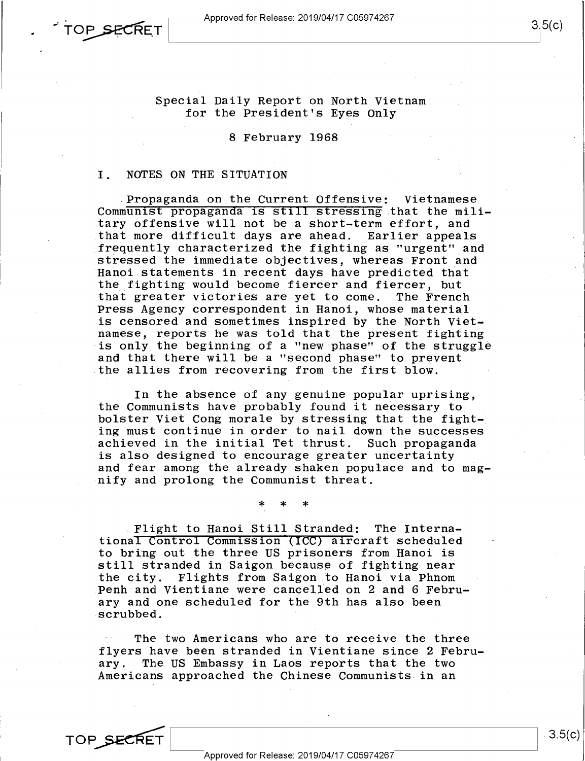Special Daily Report on North Vietnam
for the President's Eyes Only

8 February 1968

## I. NOTES ON THE SITUATION

Propaganda on the Current Offensive: Vietnamese Communist propaganda is still stressing that the military offensive will not be a short-term effort, and that more difficult days are ahead. Earlier appeals frequently characterized the fighting as "urgent" and stressed the immediate objectives, whereas Front and Hanoi statements in recent days have predicted that the fighting would become fiercer and fiercer, but that greater victories are yet to come. The French Press Agency correspondent in Hanoi, whose material is censored and sometimes inspired by the North Vietnamese, reports he was told that the present fighting is only the beginning of a "new phase" of the struggle and that there will be a "second phase" to prevent the allies from recovering from the first blow.

In the absence of any genuine popular uprising, the Communists have probably found it necessary to bolster Viet Cong morale by stressing that the fighting must continue in order to nail down the successes achieved in the initial Tet thrust. Such propaganda is also designed to encourage greater uncertainty and fear among the already shaken populace and to magnify and prolong the Communist threat.

\* \* \*

Flight to Hanoi Still Stranded: The International Control Commission (ICC) aircraft scheduled to bring out the three US prisoners from Hanoi is still stranded in Saigon because of fighting near the city. Flights from Saigon to Hanoi via Phnom Penh and Vientiane were cancelled on 2 and 6 February and one scheduled for the 9th has also been scrubbed.

The two Americans who are to receive the three flyers have been stranded in Vientiane since 2 February. The US Embassy in Laos reports that the two Americans approached the Chinese Communists in an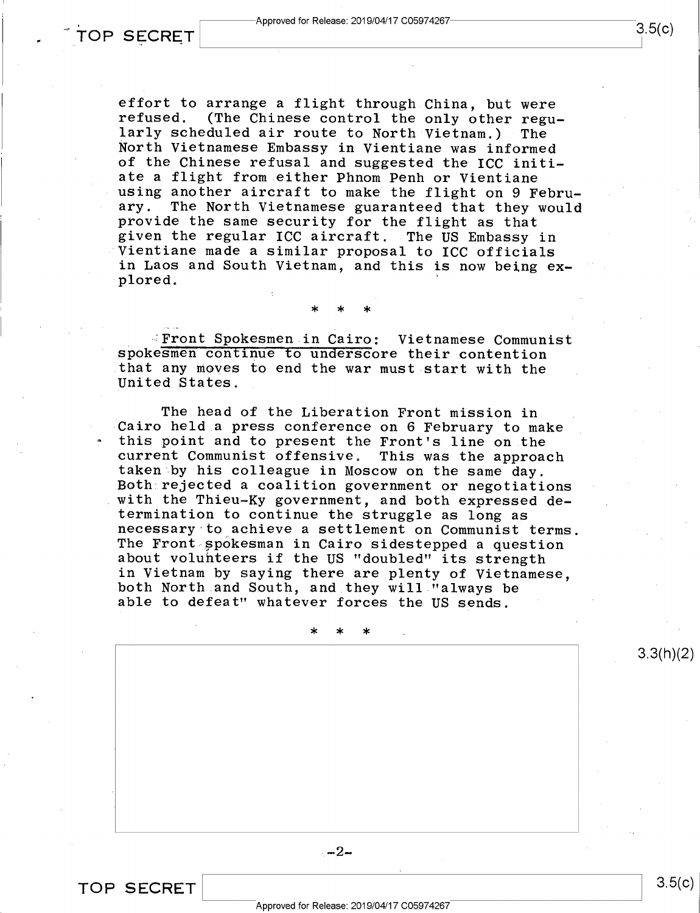effort to arrange a flight through China, but were refused. (The Chinese control the only other regularly scheduled air route to North Vietnam.) The North Vietnamese Embassy in Vientiane was informed of the Chinese refusal and suggested the ICC initiate a flight from either Phnom Penh or Vientiane using another aircraft to make the flight on 9 February. The North Vietnamese guaranteed that they would provide the same security for the flight as that given the regular ICC aircraft. The US Embassy in Vientiane made a similar proposal to ICC officials in Laos and South Vietnam, and this is now being explored.

\* \* \*

<u>Front Spokesmen in Cairo</u>: Vietnamese Communist spokesmen continue to underscore their contention that any moves to end the war must start with the United States.

The head of the Liberation Front mission in Cairo held a press conference on 6 February to make this point and to present the Front's line on the current Communist offensive. This was the approach taken by his colleague in Moscow on the same day. Both rejected a coalition government or negotiations with the Thieu-Ky government, and both expressed determination to continue the struggle as long as necessary to achieve a settlement on Communist terms. The Front spokesman in Cairo sidestepped a question about volunteers if the US "doubled" its strength in Vietnam by saying there are plenty of Vietnamese, both North and South, and they will "always be able to defeat" whatever forces the US sends.

\* \* \*

3.3(h)(2)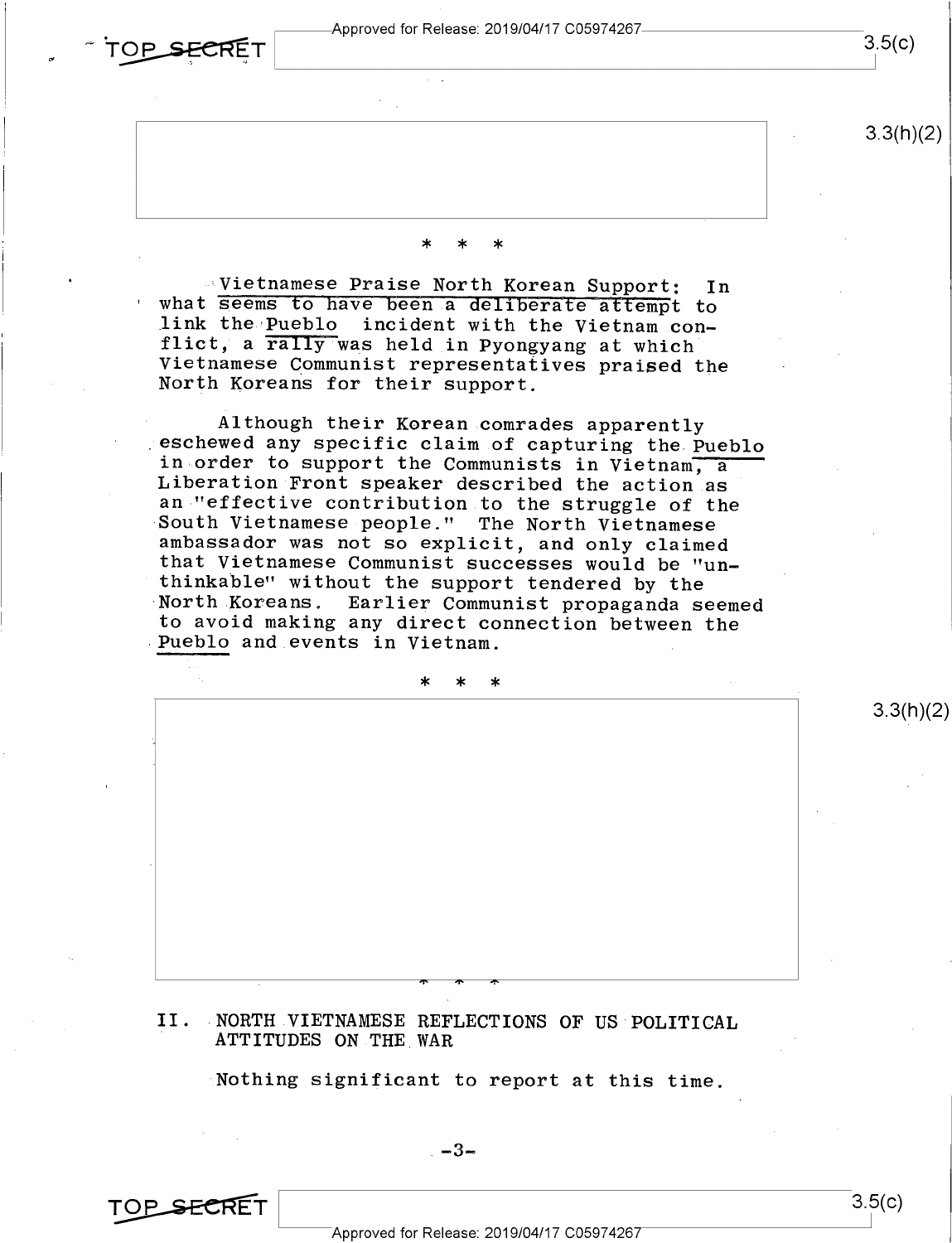\* \* \*

<u>Vietnamese Praise North Korean Support</u>: In what seems to have been a deliberate attempt to link the <u>Pueblo</u> incident with the Vietnam conflict, a rally was held in Pyongyang at which Vietnamese Communist representatives praised the North Koreans for their support.

Although their Korean comrades apparently eschewed any specific claim of capturing the <u>Pueblo</u> in order to support the Communists in Vietnam, a Liberation Front speaker described the action as an "effective contribution to the struggle of the South Vietnamese people." The North Vietnamese ambassador was not so explicit, and only claimed that Vietnamese Communist successes would be "unthinkable" without the support tendered by the North Koreans. Earlier Communist propaganda seemed to avoid making any direct connection between the <u>Pueblo</u> and events in Vietnam.

\* \* \*

\* \* \*

## II. NORTH VIETNAMESE REFLECTIONS OF US POLITICAL ATTITUDES ON THE WAR

Nothing significant to report at this time.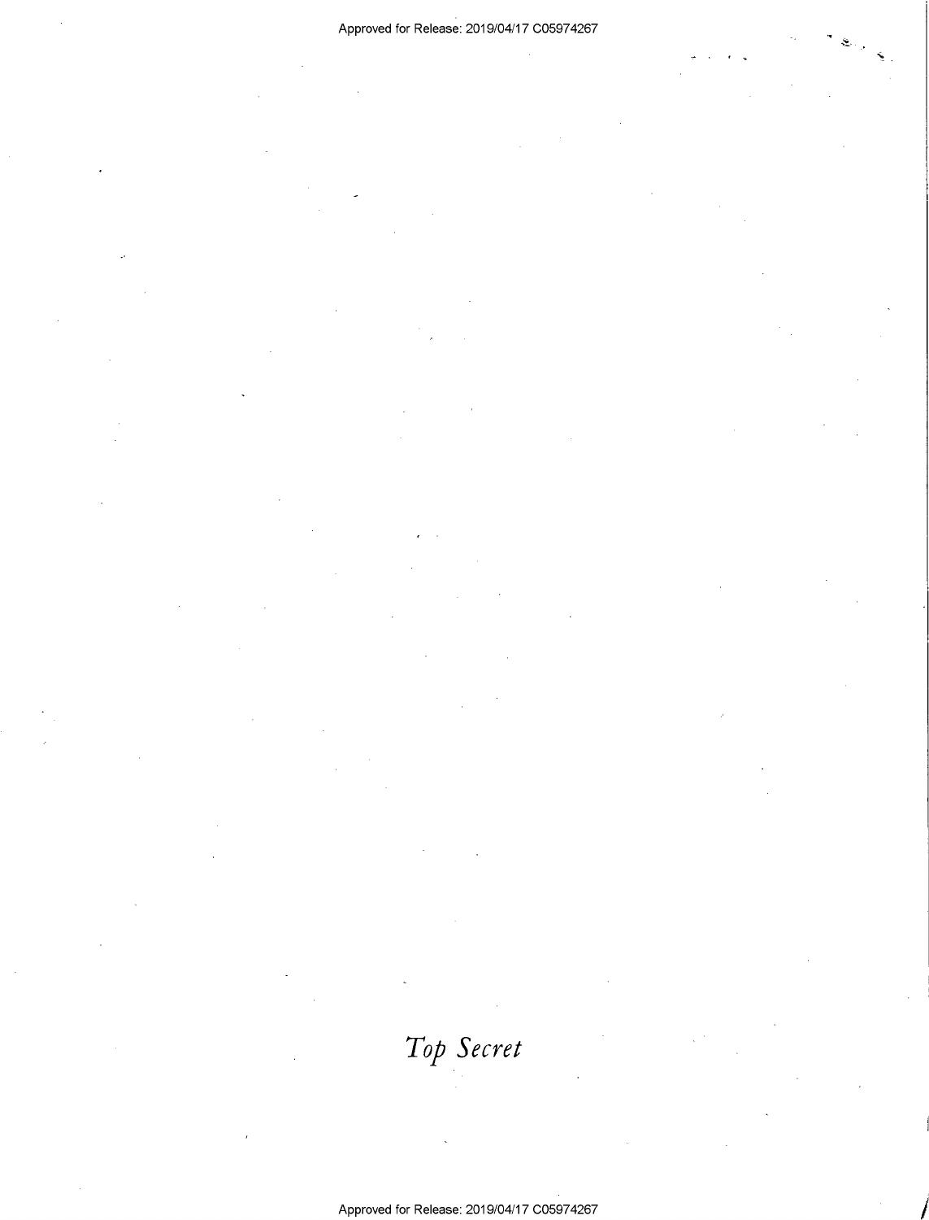*Top Secret*